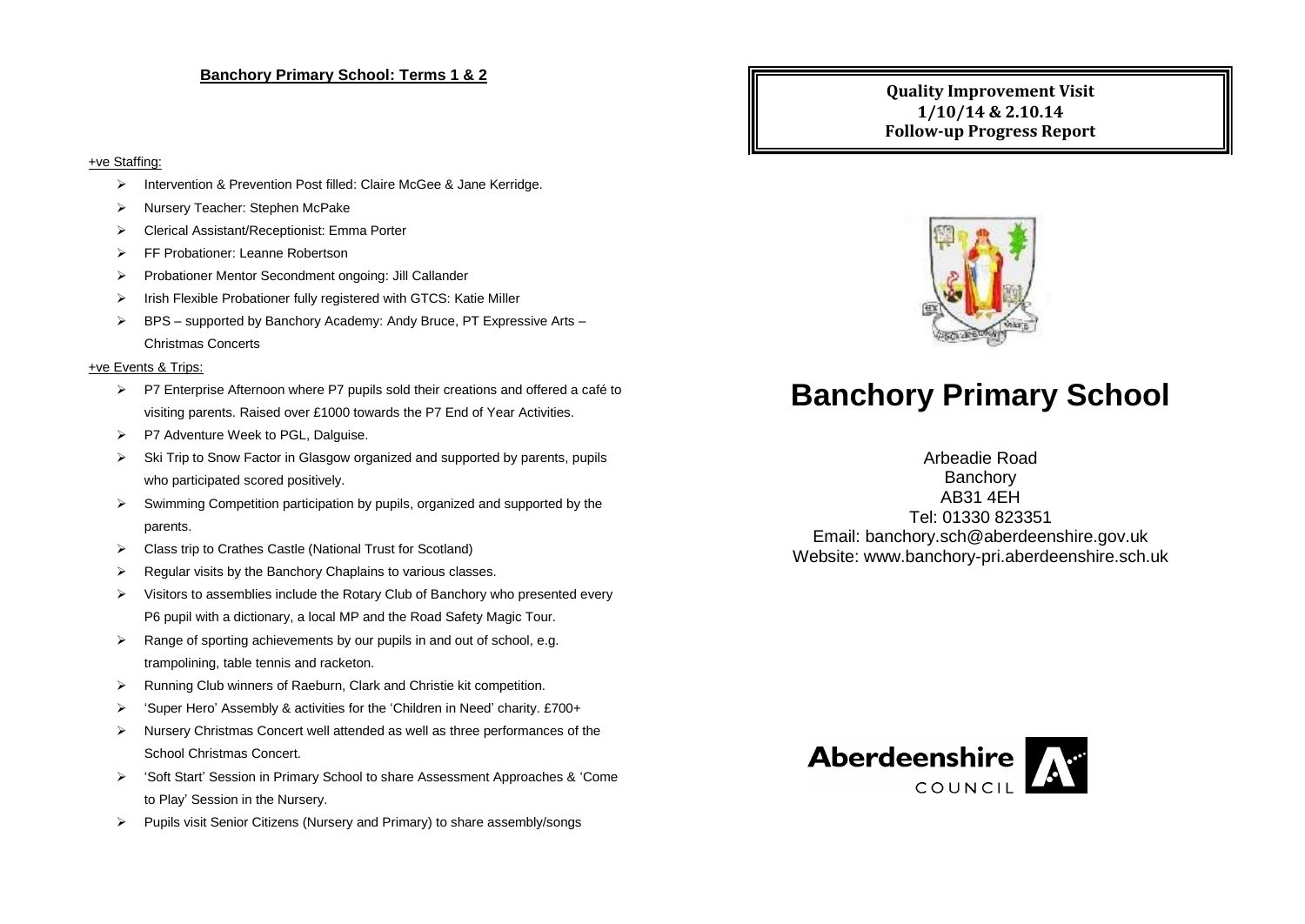## Banchory Primary School: Terms 1 & 2

+ve Staffing:

- Intervention & Prevention Post filled: Claire McGee & Jane Kerridge.
- Nursery Teacher: Stephen McPake
- Clerical Assistant/Receptionist: Emma Porter
- FF Probationer: Leanne Robertson
- Probationer Mentor Secondment ongoing: Jill Callander
- Irish Flexible Probationer fully registered with GTCS: Katie Miller
- BPS – supported by Banchory Academy: Andy Bruce, PT Expressive Arts – Christmas Concerts

+ve Events & Trips:

- P7 Enterprise Afternoon where P7 pupils sold their creations and offered a café to visiting parents. Raised over £1000 towards the P7 End of Year Activities.
- P7 Adventure Week to PGL, Dalguise.
- Ski Trip to Snow Factor in Glasgow organized and supported by parents, pupils who participated scored positively.
- Swimming Competition participation by pupils, organized and supported by the parents.
- Class trip to Crathes Castle (National Trust for Scotland)
- Regular visits by the Banchory Chaplains to various classes.
- Visitors to assemblies include the Rotary Club of Banchory who presented every P6 pupil with a dictionary, a local MP and the Road Safety Magic Tour.
- Range of sporting achievements by our pupils in and out of school, e.g. trampolining, table tennis and racketon.
- Running Club winners of Raeburn, Clark and Christie kit competition.
- 'Super Hero' Assembly & activities for the 'Children in Need' charity. £700+
- Nursery Christmas Concert well attended as well as three performances of the School Christmas Concert.
- 'Soft Start' Session in Primary School to share Assessment Approaches & 'Come to Play' Session in the Nursery.
- Pupils visit Senior Citizens (Nursery and Primary) to share assembly/songs

**Quality Improvement Visit**
**1/10/14 & 2.10.14**
**Follow-up Progress Report**

# Banchory Primary School

Arbeadie Road
Banchory
AB31 4EH
Tel: 01330 823351
Email: banchory.sch@aberdeenshire.gov.uk
Website: www.banchory-pri.aberdeenshire.sch.uk

Aberdeenshire COUNCIL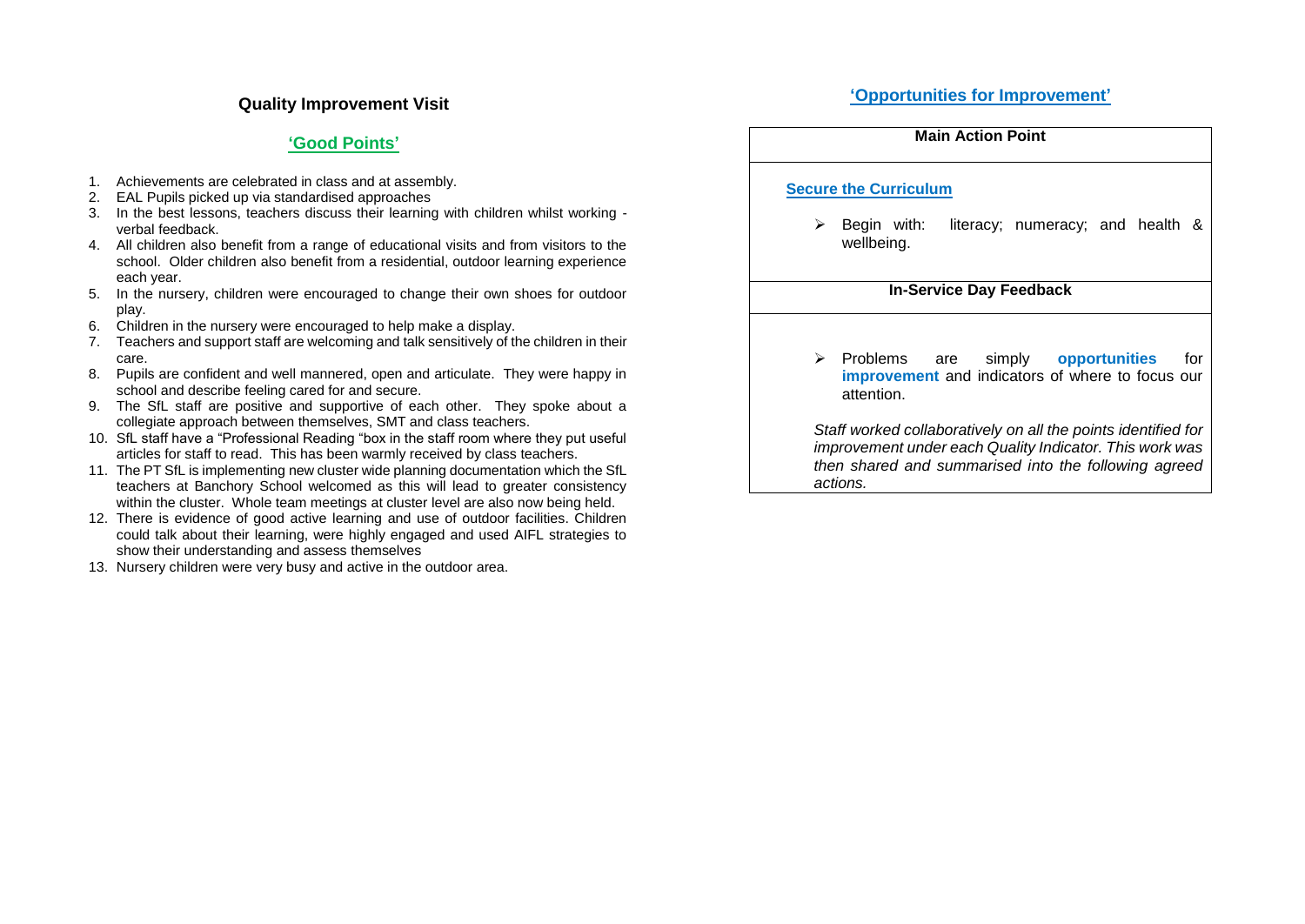## Quality Improvement Visit

### 'Good Points'

1. Achievements are celebrated in class and at assembly.
2. EAL Pupils picked up via standardised approaches
3. In the best lessons, teachers discuss their learning with children whilst working - verbal feedback.
4. All children also benefit from a range of educational visits and from visitors to the school. Older children also benefit from a residential, outdoor learning experience each year.
5. In the nursery, children were encouraged to change their own shoes for outdoor play.
6. Children in the nursery were encouraged to help make a display.
7. Teachers and support staff are welcoming and talk sensitively of the children in their care.
8. Pupils are confident and well mannered, open and articulate. They were happy in school and describe feeling cared for and secure.
9. The SfL staff are positive and supportive of each other. They spoke about a collegiate approach between themselves, SMT and class teachers.
10. SfL staff have a "Professional Reading "box in the staff room where they put useful articles for staff to read. This has been warmly received by class teachers.
11. The PT SfL is implementing new cluster wide planning documentation which the SfL teachers at Banchory School welcomed as this will lead to greater consistency within the cluster. Whole team meetings at cluster level are also now being held.
12. There is evidence of good active learning and use of outdoor facilities. Children could talk about their learning, were highly engaged and used AIFL strategies to show their understanding and assess themselves
13. Nursery children were very busy and active in the outdoor area.

### 'Opportunities for Improvement'

**Main Action Point**

**Secure the Curriculum**

- Begin with: literacy; numeracy; and health & wellbeing.

**In-Service Day Feedback**

- Problems are simply **opportunities** for **improvement** and indicators of where to focus our attention.

*Staff worked collaboratively on all the points identified for improvement under each Quality Indicator. This work was then shared and summarised into the following agreed actions.*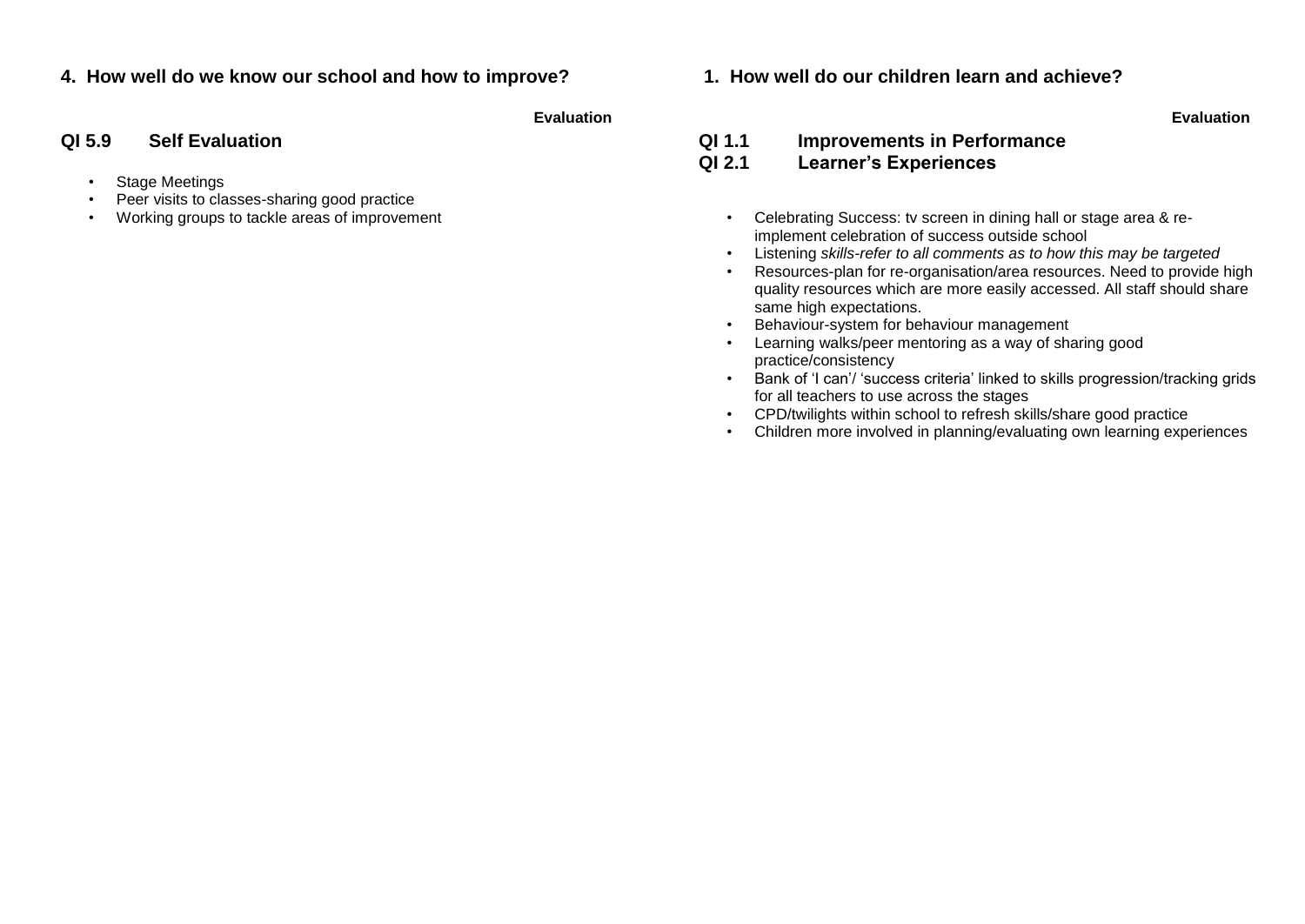## 4. How well do we know our school and how to improve?

**Evaluation**

### QI 5.9 Self Evaluation

- Stage Meetings
- Peer visits to classes-sharing good practice
- Working groups to tackle areas of improvement

## 1. How well do our children learn and achieve?

**Evaluation**

### QI 1.1 Improvements in Performance
### QI 2.1 Learner's Experiences

- Celebrating Success: tv screen in dining hall or stage area & re-implement celebration of success outside school
- Listening *skills-refer to all comments as to how this may be targeted*
- Resources-plan for re-organisation/area resources. Need to provide high quality resources which are more easily accessed. All staff should share same high expectations.
- Behaviour-system for behaviour management
- Learning walks/peer mentoring as a way of sharing good practice/consistency
- Bank of 'I can'/ 'success criteria' linked to skills progression/tracking grids for all teachers to use across the stages
- CPD/twilights within school to refresh skills/share good practice
- Children more involved in planning/evaluating own learning experiences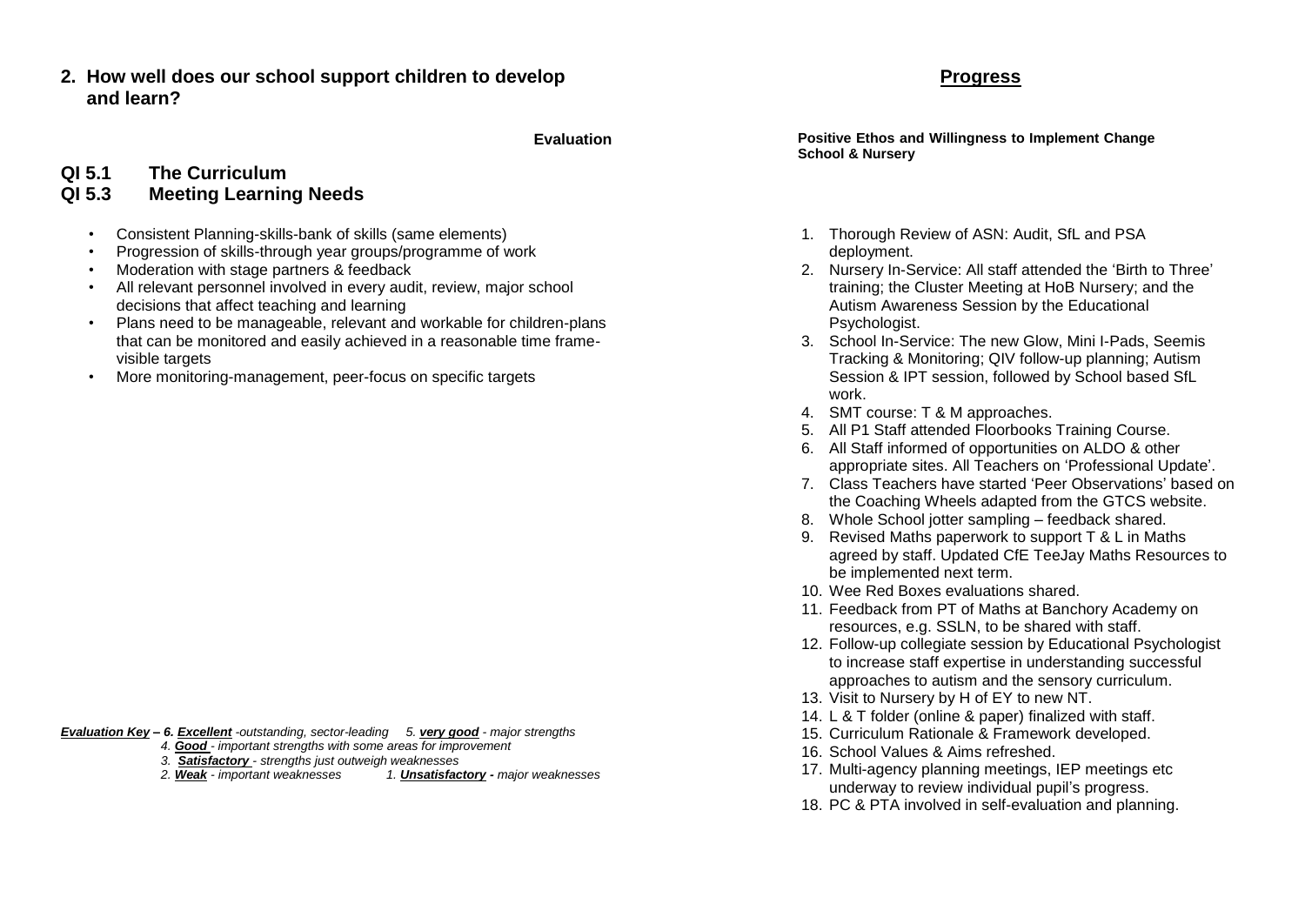## 2. How well does our school support children to develop and learn?

**Evaluation**

## QI 5.1 The Curriculum
## QI 5.3 Meeting Learning Needs

- Consistent Planning-skills-bank of skills (same elements)
- Progression of skills-through year groups/programme of work
- Moderation with stage partners & feedback
- All relevant personnel involved in every audit, review, major school decisions that affect teaching and learning
- Plans need to be manageable, relevant and workable for children-plans that can be monitored and easily achieved in a reasonable time frame-visible targets
- More monitoring-management, peer-focus on specific targets

***Evaluation Key** – 6. **Excellent** -outstanding, sector-leading 5. **very good** - major strengths*
*4. **Good** - important strengths with some areas for improvement*
*3. **Satisfactory** - strengths just outweigh weaknesses*
*2. **Weak** - important weaknesses 1. **Unsatisfactory** - major weaknesses*

## Progress

**Positive Ethos and Willingness to Implement Change**
**School & Nursery**

1. Thorough Review of ASN: Audit, SfL and PSA deployment.
2. Nursery In-Service: All staff attended the 'Birth to Three' training; the Cluster Meeting at HoB Nursery; and the Autism Awareness Session by the Educational Psychologist.
3. School In-Service: The new Glow, Mini I-Pads, Seemis Tracking & Monitoring; QIV follow-up planning; Autism Session & IPT session, followed by School based SfL work.
4. SMT course: T & M approaches.
5. All P1 Staff attended Floorbooks Training Course.
6. All Staff informed of opportunities on ALDO & other appropriate sites. All Teachers on 'Professional Update'.
7. Class Teachers have started 'Peer Observations' based on the Coaching Wheels adapted from the GTCS website.
8. Whole School jotter sampling – feedback shared.
9. Revised Maths paperwork to support T & L in Maths agreed by staff. Updated CfE TeeJay Maths Resources to be implemented next term.
10. Wee Red Boxes evaluations shared.
11. Feedback from PT of Maths at Banchory Academy on resources, e.g. SSLN, to be shared with staff.
12. Follow-up collegiate session by Educational Psychologist to increase staff expertise in understanding successful approaches to autism and the sensory curriculum.
13. Visit to Nursery by H of EY to new NT.
14. L & T folder (online & paper) finalized with staff.
15. Curriculum Rationale & Framework developed.
16. School Values & Aims refreshed.
17. Multi-agency planning meetings, IEP meetings etc underway to review individual pupil's progress.
18. PC & PTA involved in self-evaluation and planning.